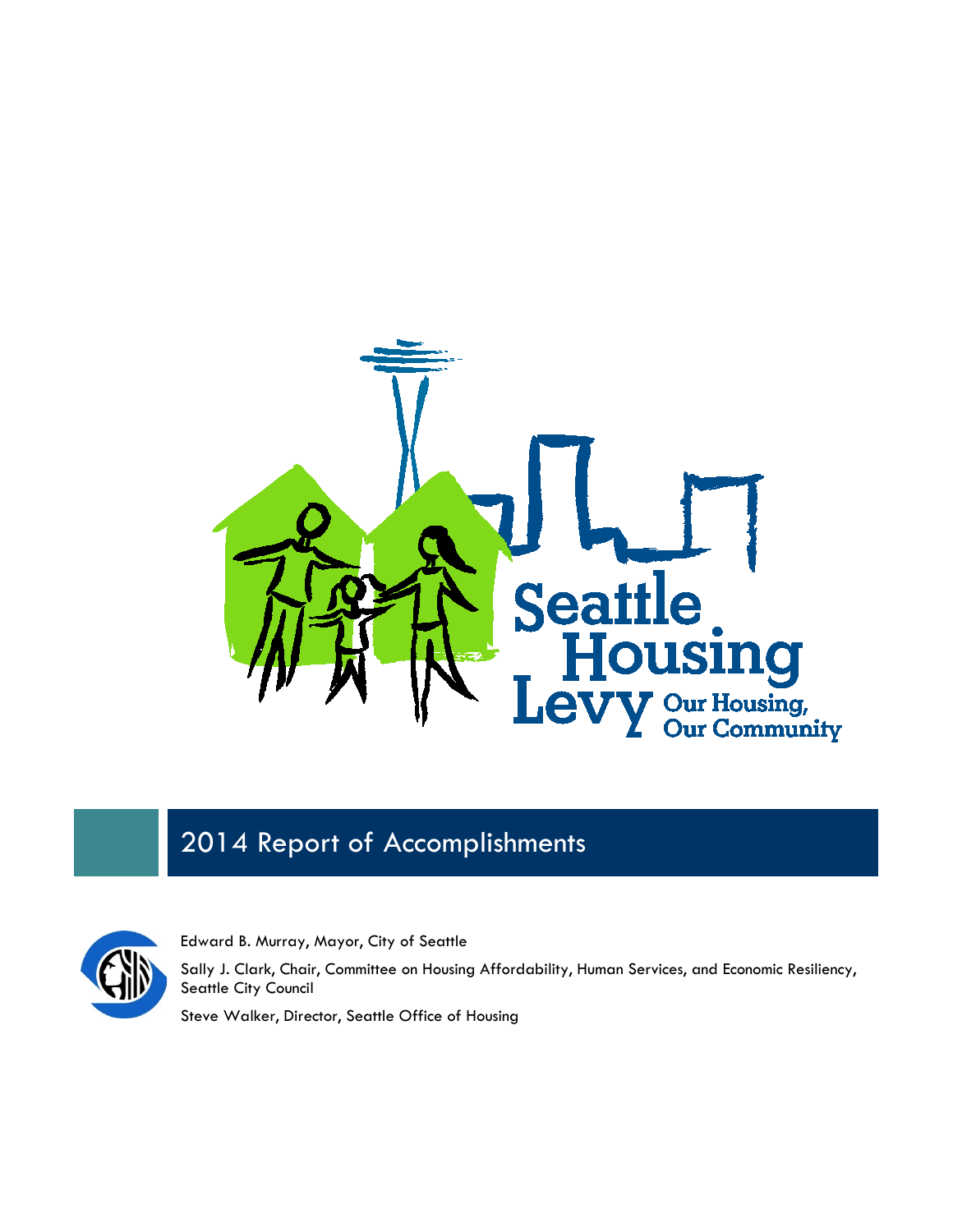Seattle Housing Levy

Our Housing, Our Community

# 2014 Report of Accomplishments

Edward B. Murray, Mayor, City of Seattle

Sally J. Clark, Chair, Committee on Housing Affordability, Human Services, and Economic Resiliency, Seattle City Council

Steve Walker, Director, Seattle Office of Housing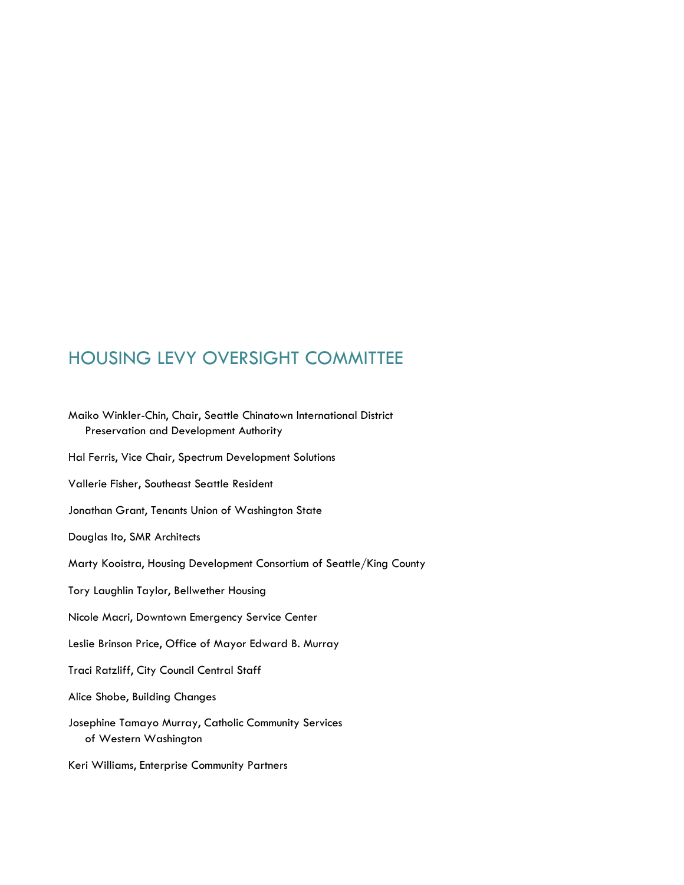## HOUSING LEVY OVERSIGHT COMMITTEE

Maiko Winkler-Chin, Chair, Seattle Chinatown International District Preservation and Development Authority

Hal Ferris, Vice Chair, Spectrum Development Solutions

Vallerie Fisher, Southeast Seattle Resident

Jonathan Grant, Tenants Union of Washington State

Douglas Ito, SMR Architects

Marty Kooistra, Housing Development Consortium of Seattle/King County

Tory Laughlin Taylor, Bellwether Housing

Nicole Macri, Downtown Emergency Service Center

Leslie Brinson Price, Office of Mayor Edward B. Murray

Traci Ratzliff, City Council Central Staff

Alice Shobe, Building Changes

Josephine Tamayo Murray, Catholic Community Services of Western Washington

Keri Williams, Enterprise Community Partners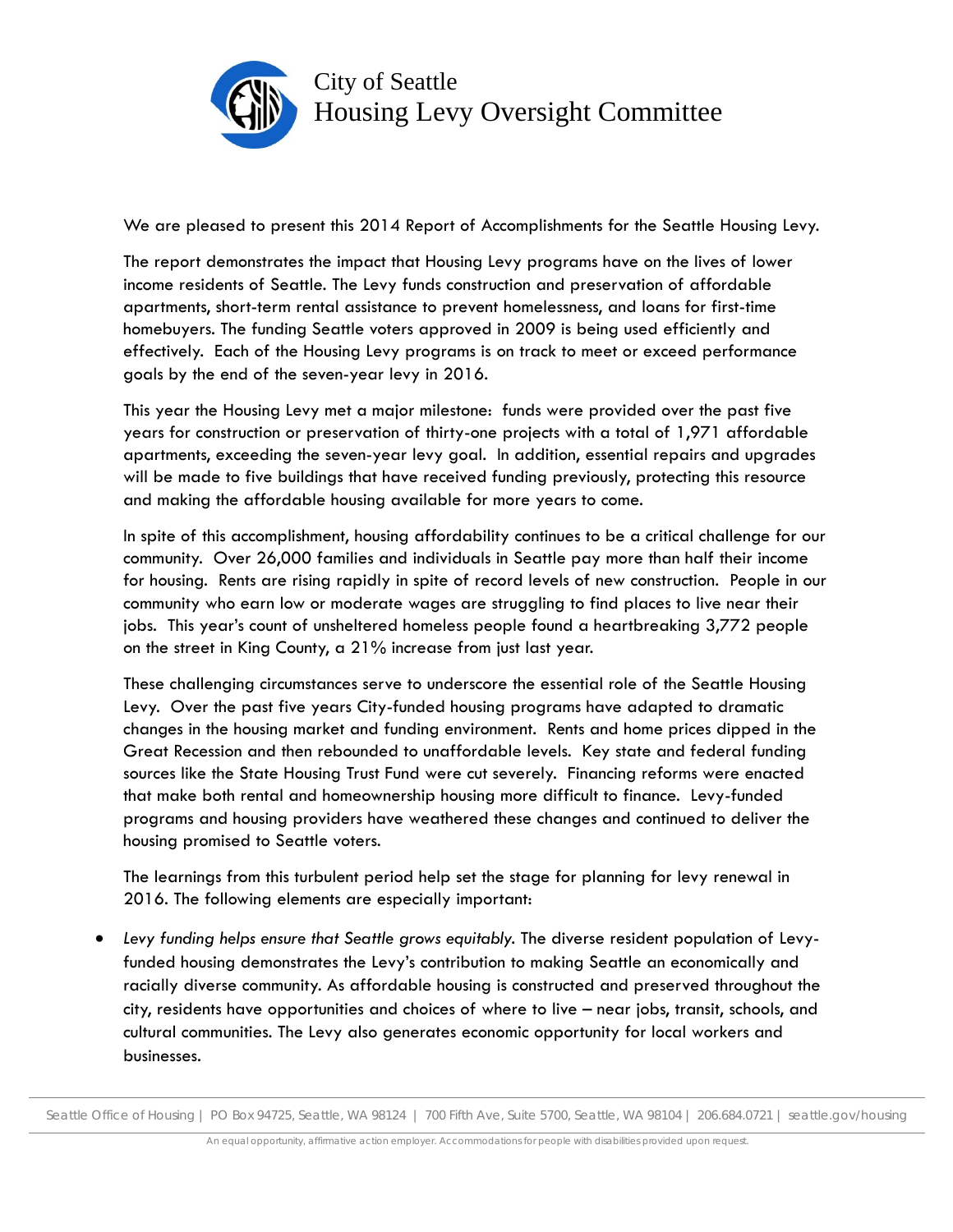# City of Seattle
## Housing Levy Oversight Committee

We are pleased to present this 2014 Report of Accomplishments for the Seattle Housing Levy.

The report demonstrates the impact that Housing Levy programs have on the lives of lower income residents of Seattle. The Levy funds construction and preservation of affordable apartments, short-term rental assistance to prevent homelessness, and loans for first-time homebuyers. The funding Seattle voters approved in 2009 is being used efficiently and effectively. Each of the Housing Levy programs is on track to meet or exceed performance goals by the end of the seven-year levy in 2016.

This year the Housing Levy met a major milestone: funds were provided over the past five years for construction or preservation of thirty-one projects with a total of 1,971 affordable apartments, exceeding the seven-year levy goal. In addition, essential repairs and upgrades will be made to five buildings that have received funding previously, protecting this resource and making the affordable housing available for more years to come.

In spite of this accomplishment, housing affordability continues to be a critical challenge for our community. Over 26,000 families and individuals in Seattle pay more than half their income for housing. Rents are rising rapidly in spite of record levels of new construction. People in our community who earn low or moderate wages are struggling to find places to live near their jobs. This year's count of unsheltered homeless people found a heartbreaking 3,772 people on the street in King County, a 21% increase from just last year.

These challenging circumstances serve to underscore the essential role of the Seattle Housing Levy. Over the past five years City-funded housing programs have adapted to dramatic changes in the housing market and funding environment. Rents and home prices dipped in the Great Recession and then rebounded to unaffordable levels. Key state and federal funding sources like the State Housing Trust Fund were cut severely. Financing reforms were enacted that make both rental and homeownership housing more difficult to finance. Levy-funded programs and housing providers have weathered these changes and continued to deliver the housing promised to Seattle voters.

The learnings from this turbulent period help set the stage for planning for levy renewal in 2016. The following elements are especially important:

- *Levy funding helps ensure that Seattle grows equitably.* The diverse resident population of Levy-funded housing demonstrates the Levy's contribution to making Seattle an economically and racially diverse community. As affordable housing is constructed and preserved throughout the city, residents have opportunities and choices of where to live – near jobs, transit, schools, and cultural communities. The Levy also generates economic opportunity for local workers and businesses.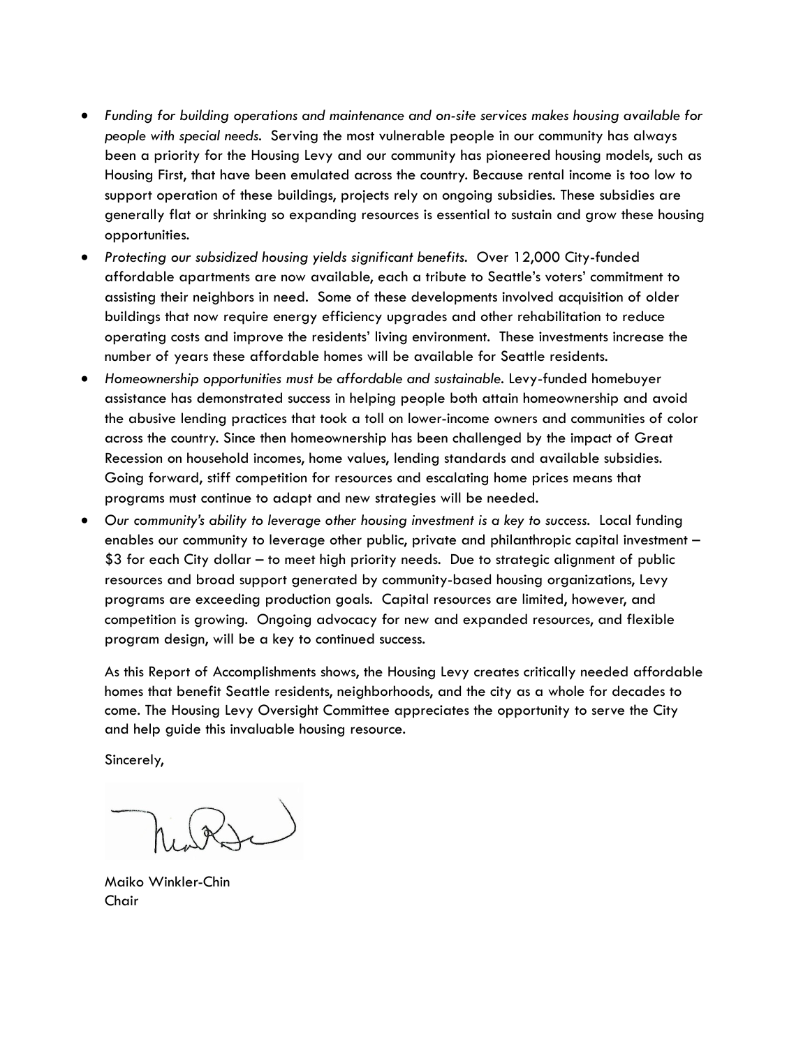- *Funding for building operations and maintenance and on-site services makes housing available for people with special needs.* Serving the most vulnerable people in our community has always been a priority for the Housing Levy and our community has pioneered housing models, such as Housing First, that have been emulated across the country. Because rental income is too low to support operation of these buildings, projects rely on ongoing subsidies. These subsidies are generally flat or shrinking so expanding resources is essential to sustain and grow these housing opportunities.
- *Protecting our subsidized housing yields significant benefits.* Over 12,000 City-funded affordable apartments are now available, each a tribute to Seattle's voters' commitment to assisting their neighbors in need. Some of these developments involved acquisition of older buildings that now require energy efficiency upgrades and other rehabilitation to reduce operating costs and improve the residents' living environment. These investments increase the number of years these affordable homes will be available for Seattle residents.
- *Homeownership opportunities must be affordable and sustainable.* Levy-funded homebuyer assistance has demonstrated success in helping people both attain homeownership and avoid the abusive lending practices that took a toll on lower-income owners and communities of color across the country. Since then homeownership has been challenged by the impact of Great Recession on household incomes, home values, lending standards and available subsidies. Going forward, stiff competition for resources and escalating home prices means that programs must continue to adapt and new strategies will be needed.
- *Our community's ability to leverage other housing investment is a key to success.* Local funding enables our community to leverage other public, private and philanthropic capital investment – $3 for each City dollar – to meet high priority needs. Due to strategic alignment of public resources and broad support generated by community-based housing organizations, Levy programs are exceeding production goals. Capital resources are limited, however, and competition is growing. Ongoing advocacy for new and expanded resources, and flexible program design, will be a key to continued success.

As this Report of Accomplishments shows, the Housing Levy creates critically needed affordable homes that benefit Seattle residents, neighborhoods, and the city as a whole for decades to come. The Housing Levy Oversight Committee appreciates the opportunity to serve the City and help guide this invaluable housing resource.

Sincerely,

Maiko Winkler-Chin
Chair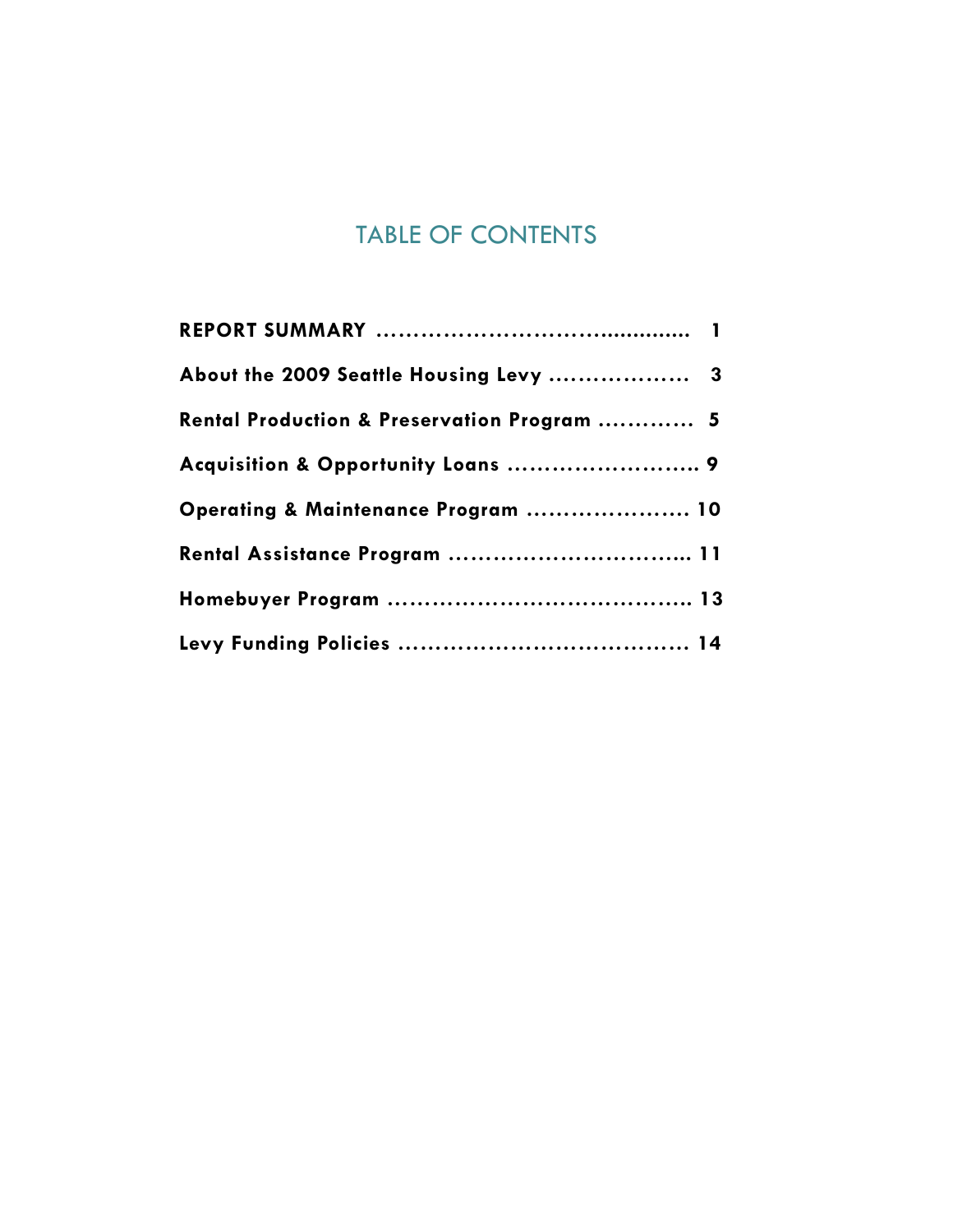# TABLE OF CONTENTS

**REPORT SUMMARY ............................................ 1**

**About the 2009 Seattle Housing Levy .................. 3**

**Rental Production & Preservation Program ............. 5**

**Acquisition & Opportunity Loans ........................ 9**

**Operating & Maintenance Program ..................... 10**

**Rental Assistance Program ............................... 11**

**Homebuyer Program ....................................... 13**

**Levy Funding Policies ..................................... 14**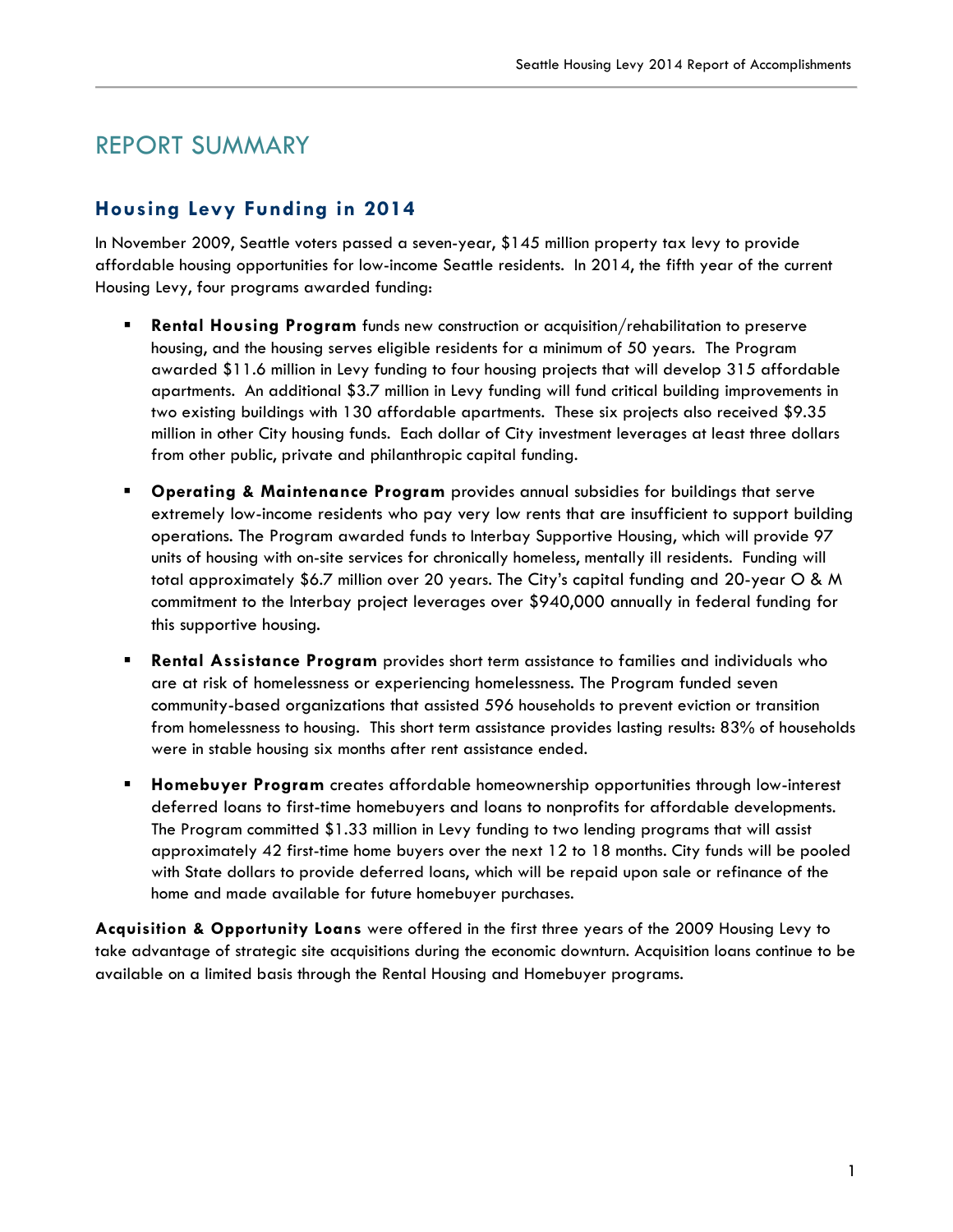# REPORT SUMMARY

## Housing Levy Funding in 2014

In November 2009, Seattle voters passed a seven-year, $145 million property tax levy to provide affordable housing opportunities for low-income Seattle residents. In 2014, the fifth year of the current Housing Levy, four programs awarded funding:

- **Rental Housing Program** funds new construction or acquisition/rehabilitation to preserve housing, and the housing serves eligible residents for a minimum of 50 years. The Program awarded $11.6 million in Levy funding to four housing projects that will develop 315 affordable apartments. An additional $3.7 million in Levy funding will fund critical building improvements in two existing buildings with 130 affordable apartments. These six projects also received $9.35 million in other City housing funds. Each dollar of City investment leverages at least three dollars from other public, private and philanthropic capital funding.
- **Operating & Maintenance Program** provides annual subsidies for buildings that serve extremely low-income residents who pay very low rents that are insufficient to support building operations. The Program awarded funds to Interbay Supportive Housing, which will provide 97 units of housing with on-site services for chronically homeless, mentally ill residents. Funding will total approximately $6.7 million over 20 years. The City's capital funding and 20-year O & M commitment to the Interbay project leverages over $940,000 annually in federal funding for this supportive housing.
- **Rental Assistance Program** provides short term assistance to families and individuals who are at risk of homelessness or experiencing homelessness. The Program funded seven community-based organizations that assisted 596 households to prevent eviction or transition from homelessness to housing. This short term assistance provides lasting results: 83% of households were in stable housing six months after rent assistance ended.
- **Homebuyer Program** creates affordable homeownership opportunities through low-interest deferred loans to first-time homebuyers and loans to nonprofits for affordable developments. The Program committed $1.33 million in Levy funding to two lending programs that will assist approximately 42 first-time home buyers over the next 12 to 18 months. City funds will be pooled with State dollars to provide deferred loans, which will be repaid upon sale or refinance of the home and made available for future homebuyer purchases.

**Acquisition & Opportunity Loans** were offered in the first three years of the 2009 Housing Levy to take advantage of strategic site acquisitions during the economic downturn. Acquisition loans continue to be available on a limited basis through the Rental Housing and Homebuyer programs.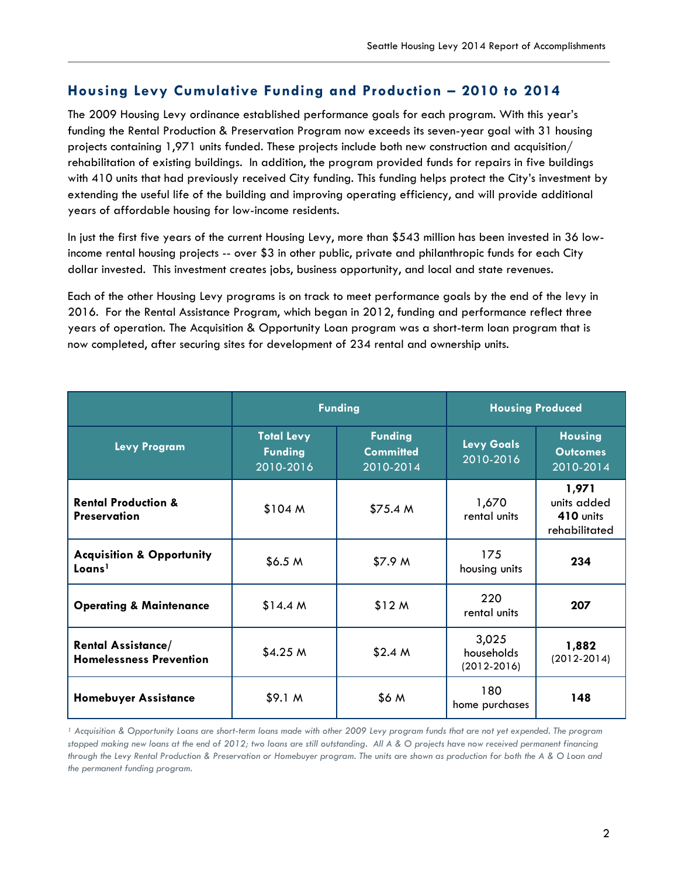## Housing Levy Cumulative Funding and Production – 2010 to 2014

The 2009 Housing Levy ordinance established performance goals for each program. With this year's funding the Rental Production & Preservation Program now exceeds its seven-year goal with 31 housing projects containing 1,971 units funded. These projects include both new construction and acquisition/ rehabilitation of existing buildings. In addition, the program provided funds for repairs in five buildings with 410 units that had previously received City funding. This funding helps protect the City's investment by extending the useful life of the building and improving operating efficiency, and will provide additional years of affordable housing for low-income residents.

In just the first five years of the current Housing Levy, more than $543 million has been invested in 36 low-income rental housing projects -- over $3 in other public, private and philanthropic funds for each City dollar invested. This investment creates jobs, business opportunity, and local and state revenues.

Each of the other Housing Levy programs is on track to meet performance goals by the end of the levy in 2016. For the Rental Assistance Program, which began in 2012, funding and performance reflect three years of operation. The Acquisition & Opportunity Loan program was a short-term loan program that is now completed, after securing sites for development of 234 rental and ownership units.

| | Funding | | Housing Produced | |
|---|---|---|---|---|
| **Levy Program** | **Total Levy Funding** 2010-2016 | **Funding Committed** 2010-2014 | **Levy Goals** 2010-2016 | **Housing Outcomes** 2010-2014 |
| **Rental Production & Preservation** | $104 M | $75.4 M | 1,670 rental units | **1,971** units added **410** units rehabilitated |
| **Acquisition & Opportunity Loans**[1] | $6.5 M | $7.9 M | 175 housing units | **234** |
| **Operating & Maintenance** | $14.4 M | $12 M | 220 rental units | **207** |
| **Rental Assistance/ Homelessness Prevention** | $4.25 M | $2.4 M | 3,025 households (2012-2016) | **1,882** (2012-2014) |
| **Homebuyer Assistance** | $9.1 M | $6 M | 180 home purchases | **148** |

*[1] Acquisition & Opportunity Loans are short-term loans made with other 2009 Levy program funds that are not yet expended. The program stopped making new loans at the end of 2012; two loans are still outstanding. All A & O projects have now received permanent financing through the Levy Rental Production & Preservation or Homebuyer program. The units are shown as production for both the A & O Loan and the permanent funding program.*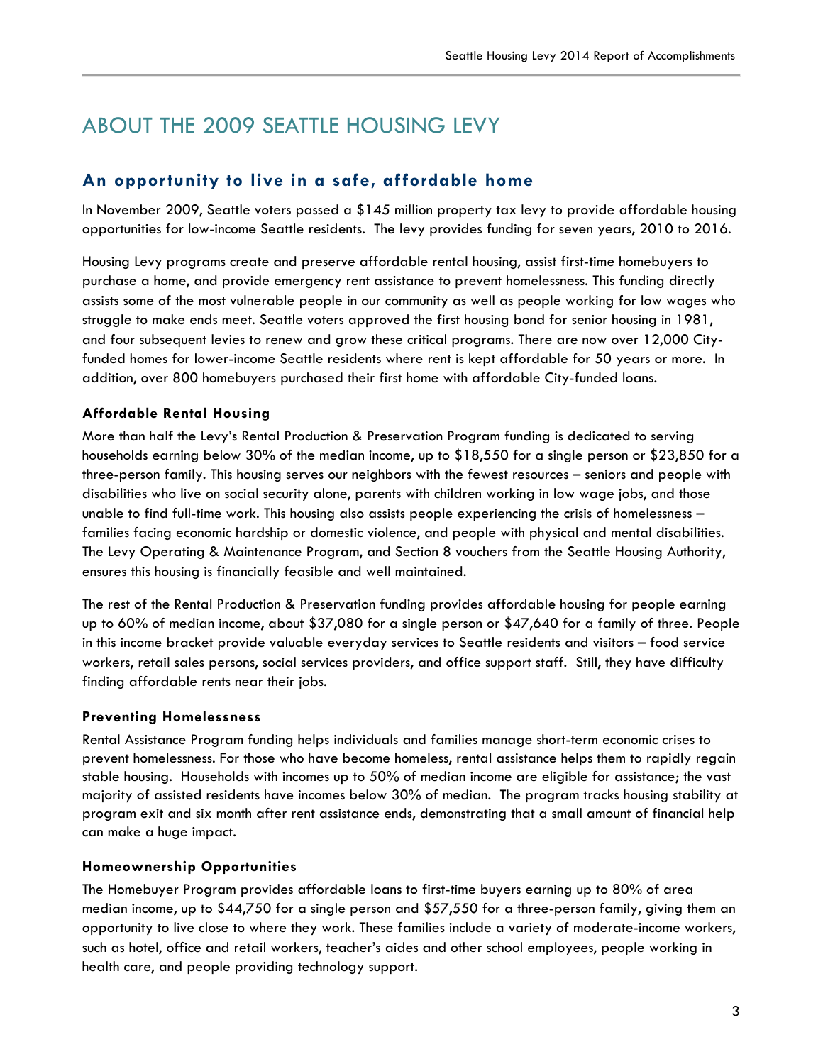# ABOUT THE 2009 SEATTLE HOUSING LEVY

## An opportunity to live in a safe, affordable home

In November 2009, Seattle voters passed a $145 million property tax levy to provide affordable housing opportunities for low-income Seattle residents. The levy provides funding for seven years, 2010 to 2016.

Housing Levy programs create and preserve affordable rental housing, assist first-time homebuyers to purchase a home, and provide emergency rent assistance to prevent homelessness. This funding directly assists some of the most vulnerable people in our community as well as people working for low wages who struggle to make ends meet. Seattle voters approved the first housing bond for senior housing in 1981, and four subsequent levies to renew and grow these critical programs. There are now over 12,000 City-funded homes for lower-income Seattle residents where rent is kept affordable for 50 years or more. In addition, over 800 homebuyers purchased their first home with affordable City-funded loans.

### Affordable Rental Housing

More than half the Levy's Rental Production & Preservation Program funding is dedicated to serving households earning below 30% of the median income, up to $18,550 for a single person or $23,850 for a three-person family. This housing serves our neighbors with the fewest resources – seniors and people with disabilities who live on social security alone, parents with children working in low wage jobs, and those unable to find full-time work. This housing also assists people experiencing the crisis of homelessness – families facing economic hardship or domestic violence, and people with physical and mental disabilities. The Levy Operating & Maintenance Program, and Section 8 vouchers from the Seattle Housing Authority, ensures this housing is financially feasible and well maintained.

The rest of the Rental Production & Preservation funding provides affordable housing for people earning up to 60% of median income, about $37,080 for a single person or $47,640 for a family of three. People in this income bracket provide valuable everyday services to Seattle residents and visitors – food service workers, retail sales persons, social services providers, and office support staff. Still, they have difficulty finding affordable rents near their jobs.

### Preventing Homelessness

Rental Assistance Program funding helps individuals and families manage short-term economic crises to prevent homelessness. For those who have become homeless, rental assistance helps them to rapidly regain stable housing. Households with incomes up to 50% of median income are eligible for assistance; the vast majority of assisted residents have incomes below 30% of median. The program tracks housing stability at program exit and six month after rent assistance ends, demonstrating that a small amount of financial help can make a huge impact.

### Homeownership Opportunities

The Homebuyer Program provides affordable loans to first-time buyers earning up to 80% of area median income, up to $44,750 for a single person and $57,550 for a three-person family, giving them an opportunity to live close to where they work. These families include a variety of moderate-income workers, such as hotel, office and retail workers, teacher's aides and other school employees, people working in health care, and people providing technology support.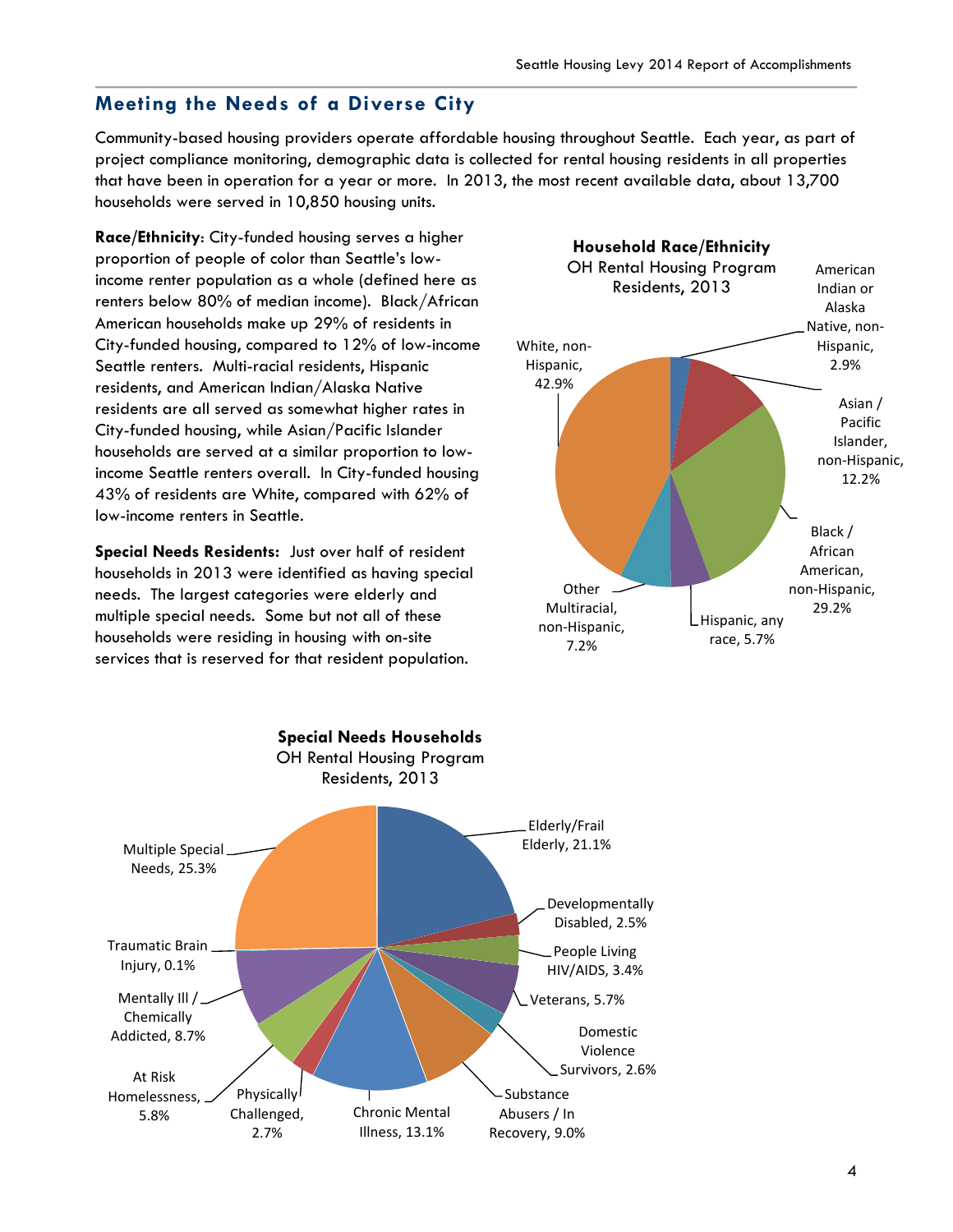## Meeting the Needs of a Diverse City

Community-based housing providers operate affordable housing throughout Seattle. Each year, as part of project compliance monitoring, demographic data is collected for rental housing residents in all properties that have been in operation for a year or more. In 2013, the most recent available data, about 13,700 households were served in 10,850 housing units.

**Race/Ethnicity**: City-funded housing serves a higher proportion of people of color than Seattle's low-income renter population as a whole (defined here as renters below 80% of median income). Black/African American households make up 29% of residents in City-funded housing, compared to 12% of low-income Seattle renters. Multi-racial residents, Hispanic residents, and American Indian/Alaska Native residents are all served as somewhat higher rates in City-funded housing, while Asian/Pacific Islander households are served at a similar proportion to low-income Seattle renters overall. In City-funded housing 43% of residents are White, compared with 62% of low-income renters in Seattle.

**Household Race/Ethnicity**
OH Rental Housing Program Residents, 2013

| Race/Ethnicity | Percent |
|---|---|
| American Indian or Alaska Native, non-Hispanic | 2.9% |
| Asian / Pacific Islander, non-Hispanic | 12.2% |
| Black / African American, non-Hispanic | 29.2% |
| Hispanic, any race | 5.7% |
| Other Multiracial, non-Hispanic | 7.2% |
| White, non-Hispanic | 42.9% |

**Special Needs Residents:** Just over half of resident households in 2013 were identified as having special needs. The largest categories were elderly and multiple special needs. Some but not all of these households were residing in housing with on-site services that is reserved for that resident population.

**Special Needs Households**
OH Rental Housing Program Residents, 2013

| Category | Percent |
|---|---|
| Elderly/Frail Elderly | 21.1% |
| Developmentally Disabled | 2.5% |
| People Living HIV/AIDS | 3.4% |
| Veterans | 5.7% |
| Domestic Violence Survivors | 2.6% |
| Substance Abusers / In Recovery | 9.0% |
| Chronic Mental Illness | 13.1% |
| Physically Challenged | 2.7% |
| At Risk Homelessness | 5.8% |
| Mentally Ill / Chemically Addicted | 8.7% |
| Traumatic Brain Injury | 0.1% |
| Multiple Special Needs | 25.3% |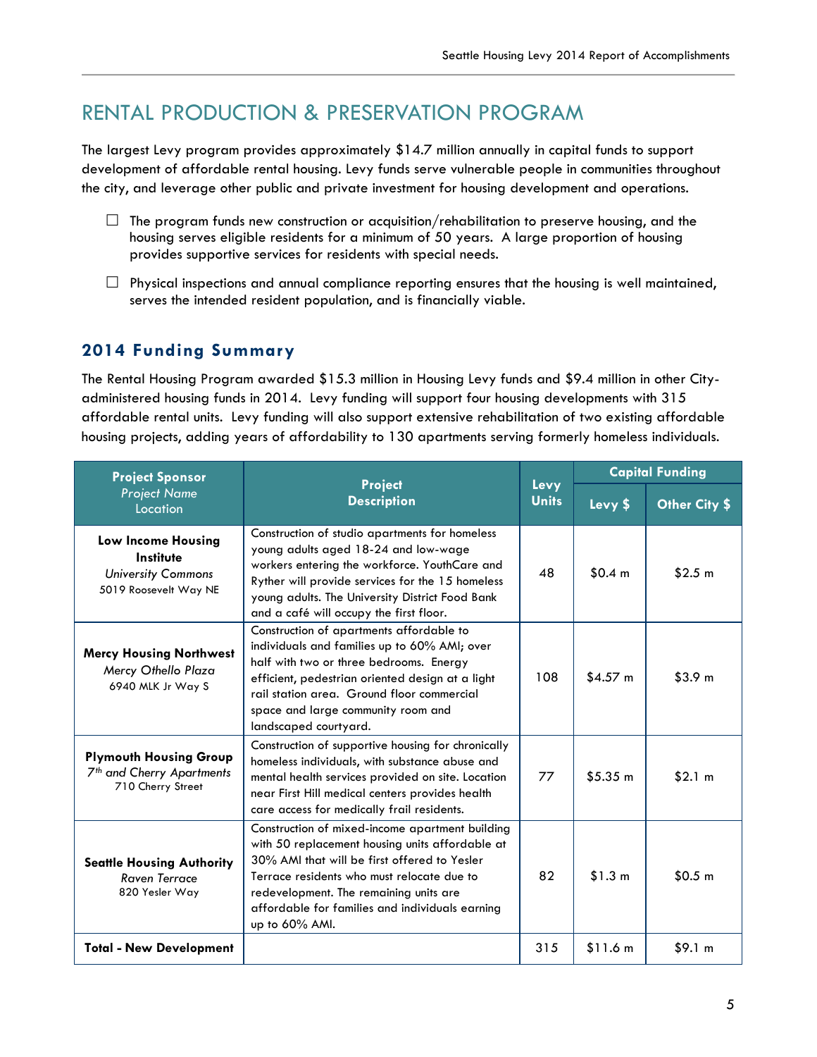# RENTAL PRODUCTION & PRESERVATION PROGRAM

The largest Levy program provides approximately $14.7 million annually in capital funds to support development of affordable rental housing. Levy funds serve vulnerable people in communities throughout the city, and leverage other public and private investment for housing development and operations.

- ☐ The program funds new construction or acquisition/rehabilitation to preserve housing, and the housing serves eligible residents for a minimum of 50 years. A large proportion of housing provides supportive services for residents with special needs.
- ☐ Physical inspections and annual compliance reporting ensures that the housing is well maintained, serves the intended resident population, and is financially viable.

## 2014 Funding Summary

The Rental Housing Program awarded $15.3 million in Housing Levy funds and $9.4 million in other City-administered housing funds in 2014. Levy funding will support four housing developments with 315 affordable rental units. Levy funding will also support extensive rehabilitation of two existing affordable housing projects, adding years of affordability to 130 apartments serving formerly homeless individuals.

| **Project Sponsor** *Project Name* Location | **Project Description** | **Levy Units** | **Capital Funding** | |
|---|---|---|---|---|
| | | | **Levy $** | **Other City $** |
| **Low Income Housing Institute** *University Commons* 5019 Roosevelt Way NE | Construction of studio apartments for homeless young adults aged 18-24 and low-wage workers entering the workforce. YouthCare and Ryther will provide services for the 15 homeless young adults. The University District Food Bank and a café will occupy the first floor. | 48 | $0.4 m | $2.5 m |
| **Mercy Housing Northwest** *Mercy Othello Plaza* 6940 MLK Jr Way S | Construction of apartments affordable to individuals and families up to 60% AMI; over half with two or three bedrooms. Energy efficient, pedestrian oriented design at a light rail station area. Ground floor commercial space and large community room and landscaped courtyard. | 108 | $4.57 m | $3.9 m |
| **Plymouth Housing Group** *7th and Cherry Apartments* 710 Cherry Street | Construction of supportive housing for chronically homeless individuals, with substance abuse and mental health services provided on site. Location near First Hill medical centers provides health care access for medically frail residents. | 77 | $5.35 m | $2.1 m |
| **Seattle Housing Authority** *Raven Terrace* 820 Yesler Way | Construction of mixed-income apartment building with 50 replacement housing units affordable at 30% AMI that will be first offered to Yesler Terrace residents who must relocate due to redevelopment. The remaining units are affordable for families and individuals earning up to 60% AMI. | 82 | $1.3 m | $0.5 m |
| **Total - New Development** | | 315 | $11.6 m | $9.1 m |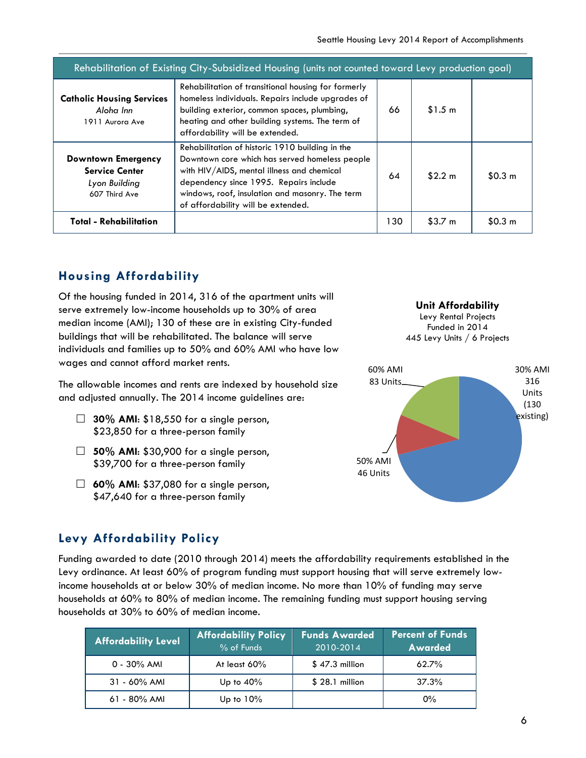| Rehabilitation of Existing City-Subsidized Housing (units not counted toward Levy production goal) | | | | |
|---|---|---|---|---|
| **Catholic Housing Services** *Aloha Inn* 1911 Aurora Ave | Rehabilitation of transitional housing for formerly homeless individuals. Repairs include upgrades of building exterior, common spaces, plumbing, heating and other building systems. The term of affordability will be extended. | 66 | $1.5 m | |
| **Downtown Emergency Service Center** *Lyon Building* 607 Third Ave | Rehabilitation of historic 1910 building in the Downtown core which has served homeless people with HIV/AIDS, mental illness and chemical dependency since 1995. Repairs include windows, roof, insulation and masonry. The term of affordability will be extended. | 64 | $2.2 m | $0.3 m |
| **Total - Rehabilitation** | | 130 | $3.7 m | $0.3 m |

## Housing Affordability

Of the housing funded in 2014, 316 of the apartment units will serve extremely low-income households up to 30% of area median income (AMI); 130 of these are in existing City-funded buildings that will be rehabilitated. The balance will serve individuals and families up to 50% and 60% AMI who have low wages and cannot afford market rents.

The allowable incomes and rents are indexed by household size and adjusted annually. The 2014 income guidelines are:

- **30% AMI**: $18,550 for a single person, $23,850 for a three-person family
- **50% AMI**: $30,900 for a single person, $39,700 for a three-person family
- **60% AMI**: $37,080 for a single person, $47,640 for a three-person family

**Unit Affordability**
Levy Rental Projects
Funded in 2014
445 Levy Units / 6 Projects

| Affordability | Units |
|---|---|
| 30% AMI | 316 Units (130 existing) |
| 50% AMI | 46 Units |
| 60% AMI | 83 Units |

## Levy Affordability Policy

Funding awarded to date (2010 through 2014) meets the affordability requirements established in the Levy ordinance. At least 60% of program funding must support housing that will serve extremely low-income households at or below 30% of median income. No more than 10% of funding may serve households at 60% to 80% of median income. The remaining funding must support housing serving households at 30% to 60% of median income.

| Affordability Level | Affordability Policy % of Funds | Funds Awarded 2010-2014 | Percent of Funds Awarded |
|---|---|---|---|
| 0 - 30% AMI | At least 60% | $ 47.3 million | 62.7% |
| 31 - 60% AMI | Up to 40% | $ 28.1 million | 37.3% |
| 61 - 80% AMI | Up to 10% | | 0% |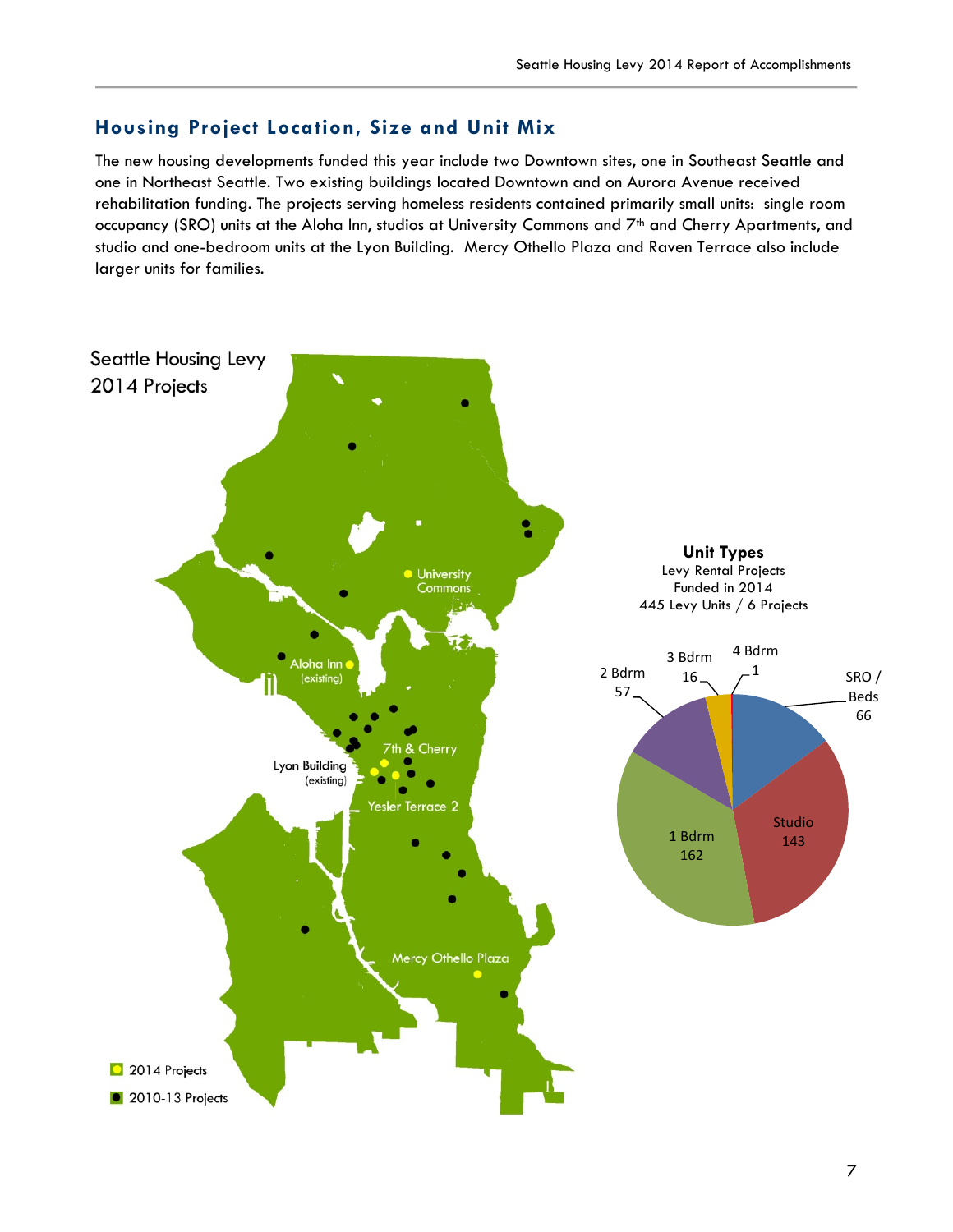## Housing Project Location, Size and Unit Mix

The new housing developments funded this year include two Downtown sites, one in Southeast Seattle and one in Northeast Seattle. Two existing buildings located Downtown and on Aurora Avenue received rehabilitation funding. The projects serving homeless residents contained primarily small units: single room occupancy (SRO) units at the Aloha Inn, studios at University Commons and 7th and Cherry Apartments, and studio and one-bedroom units at the Lyon Building. Mercy Othello Plaza and Raven Terrace also include larger units for families.

Seattle Housing Levy 2014 Projects

University Commons

Aloha Inn (existing)

7th & Cherry

Lyon Building (existing)

Yesler Terrace 2

Mercy Othello Plaza

2014 Projects

2010-13 Projects

**Unit Types**
Levy Rental Projects
Funded in 2014
445 Levy Units / 6 Projects

| Unit Type | Units |
|---|---|
| SRO / Beds | 66 |
| Studio | 143 |
| 1 Bdrm | 162 |
| 2 Bdrm | 57 |
| 3 Bdrm | 16 |
| 4 Bdrm | 1 |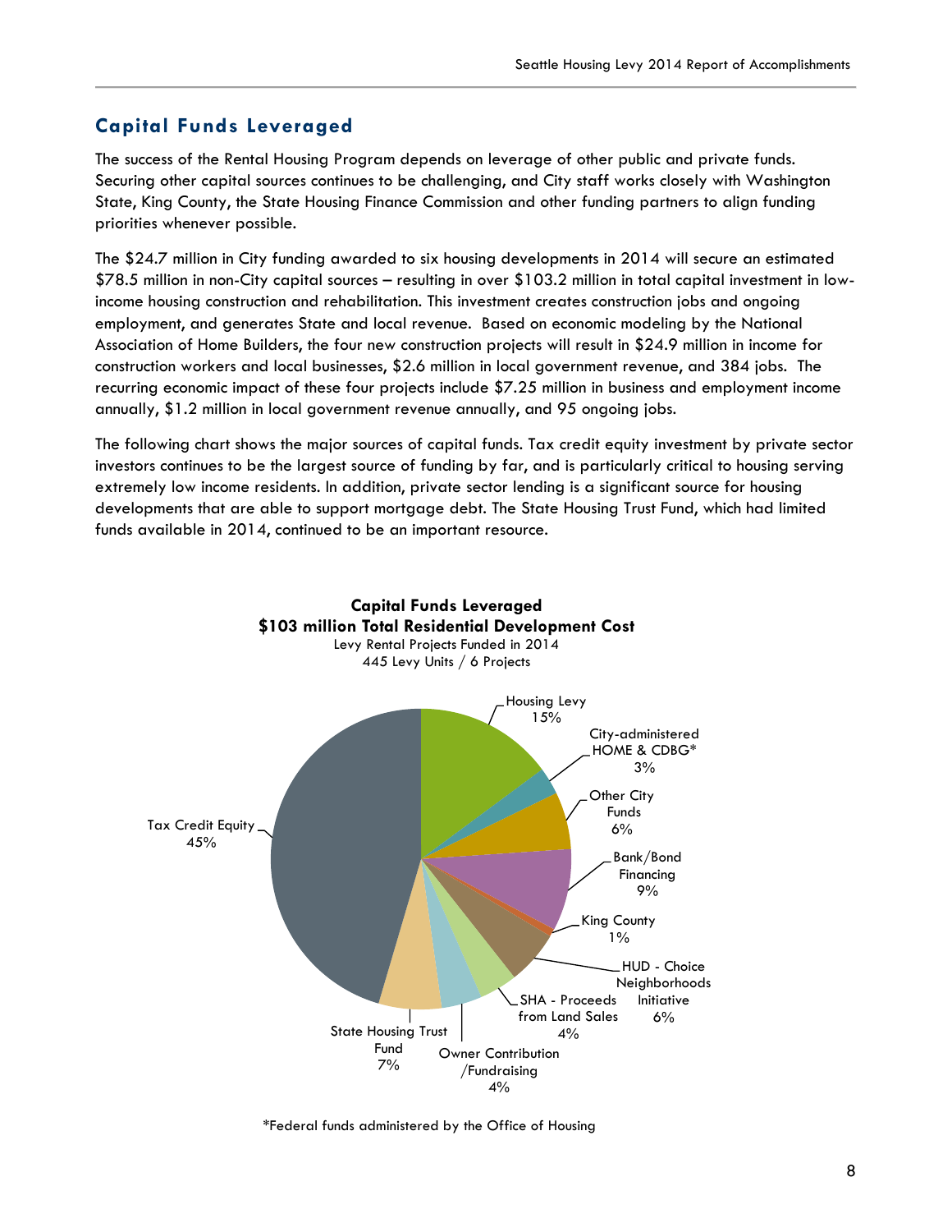## Capital Funds Leveraged

The success of the Rental Housing Program depends on leverage of other public and private funds. Securing other capital sources continues to be challenging, and City staff works closely with Washington State, King County, the State Housing Finance Commission and other funding partners to align funding priorities whenever possible.

The $24.7 million in City funding awarded to six housing developments in 2014 will secure an estimated $78.5 million in non-City capital sources – resulting in over $103.2 million in total capital investment in low-income housing construction and rehabilitation. This investment creates construction jobs and ongoing employment, and generates State and local revenue. Based on economic modeling by the National Association of Home Builders, the four new construction projects will result in $24.9 million in income for construction workers and local businesses, $2.6 million in local government revenue, and 384 jobs. The recurring economic impact of these four projects include $7.25 million in business and employment income annually, $1.2 million in local government revenue annually, and 95 ongoing jobs.

The following chart shows the major sources of capital funds. Tax credit equity investment by private sector investors continues to be the largest source of funding by far, and is particularly critical to housing serving extremely low income residents. In addition, private sector lending is a significant source for housing developments that are able to support mortgage debt. The State Housing Trust Fund, which had limited funds available in 2014, continued to be an important resource.

**Capital Funds Leveraged**
**$103 million Total Residential Development Cost**
Levy Rental Projects Funded in 2014
445 Levy Units / 6 Projects

| Source | Share |
|---|---|
| Housing Levy | 15% |
| City-administered HOME & CDBG* | 3% |
| Other City Funds | 6% |
| Bank/Bond Financing | 9% |
| King County | 1% |
| HUD - Choice Neighborhoods Initiative | 6% |
| SHA - Proceeds from Land Sales | 4% |
| Owner Contribution /Fundraising | 4% |
| State Housing Trust Fund | 7% |
| Tax Credit Equity | 45% |

*Federal funds administered by the Office of Housing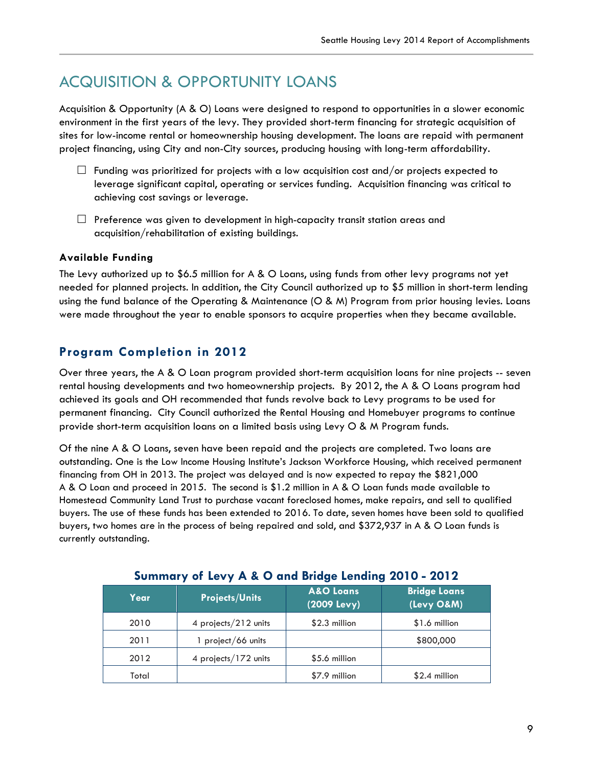# ACQUISITION & OPPORTUNITY LOANS

Acquisition & Opportunity (A & O) Loans were designed to respond to opportunities in a slower economic environment in the first years of the levy. They provided short-term financing for strategic acquisition of sites for low-income rental or homeownership housing development. The loans are repaid with permanent project financing, using City and non-City sources, producing housing with long-term affordability.

- Funding was prioritized for projects with a low acquisition cost and/or projects expected to leverage significant capital, operating or services funding. Acquisition financing was critical to achieving cost savings or leverage.
- Preference was given to development in high-capacity transit station areas and acquisition/rehabilitation of existing buildings.

**Available Funding**

The Levy authorized up to $6.5 million for A & O Loans, using funds from other levy programs not yet needed for planned projects. In addition, the City Council authorized up to $5 million in short-term lending using the fund balance of the Operating & Maintenance (O & M) Program from prior housing levies. Loans were made throughout the year to enable sponsors to acquire properties when they became available.

## Program Completion in 2012

Over three years, the A & O Loan program provided short-term acquisition loans for nine projects -- seven rental housing developments and two homeownership projects. By 2012, the A & O Loans program had achieved its goals and OH recommended that funds revolve back to Levy programs to be used for permanent financing. City Council authorized the Rental Housing and Homebuyer programs to continue provide short-term acquisition loans on a limited basis using Levy O & M Program funds.

Of the nine A & O Loans, seven have been repaid and the projects are completed. Two loans are outstanding. One is the Low Income Housing Institute's Jackson Workforce Housing, which received permanent financing from OH in 2013. The project was delayed and is now expected to repay the $821,000 A & O Loan and proceed in 2015. The second is $1.2 million in A & O Loan funds made available to Homestead Community Land Trust to purchase vacant foreclosed homes, make repairs, and sell to qualified buyers. The use of these funds has been extended to 2016. To date, seven homes have been sold to qualified buyers, two homes are in the process of being repaired and sold, and $372,937 in A & O Loan funds is currently outstanding.

**Summary of Levy A & O and Bridge Lending 2010 - 2012**

| Year | Projects/Units | A&O Loans (2009 Levy) | Bridge Loans (Levy O&M) |
|---|---|---|---|
| 2010 | 4 projects/212 units | $2.3 million | $1.6 million |
| 2011 | 1 project/66 units | | $800,000 |
| 2012 | 4 projects/172 units | $5.6 million | |
| Total | | $7.9 million | $2.4 million |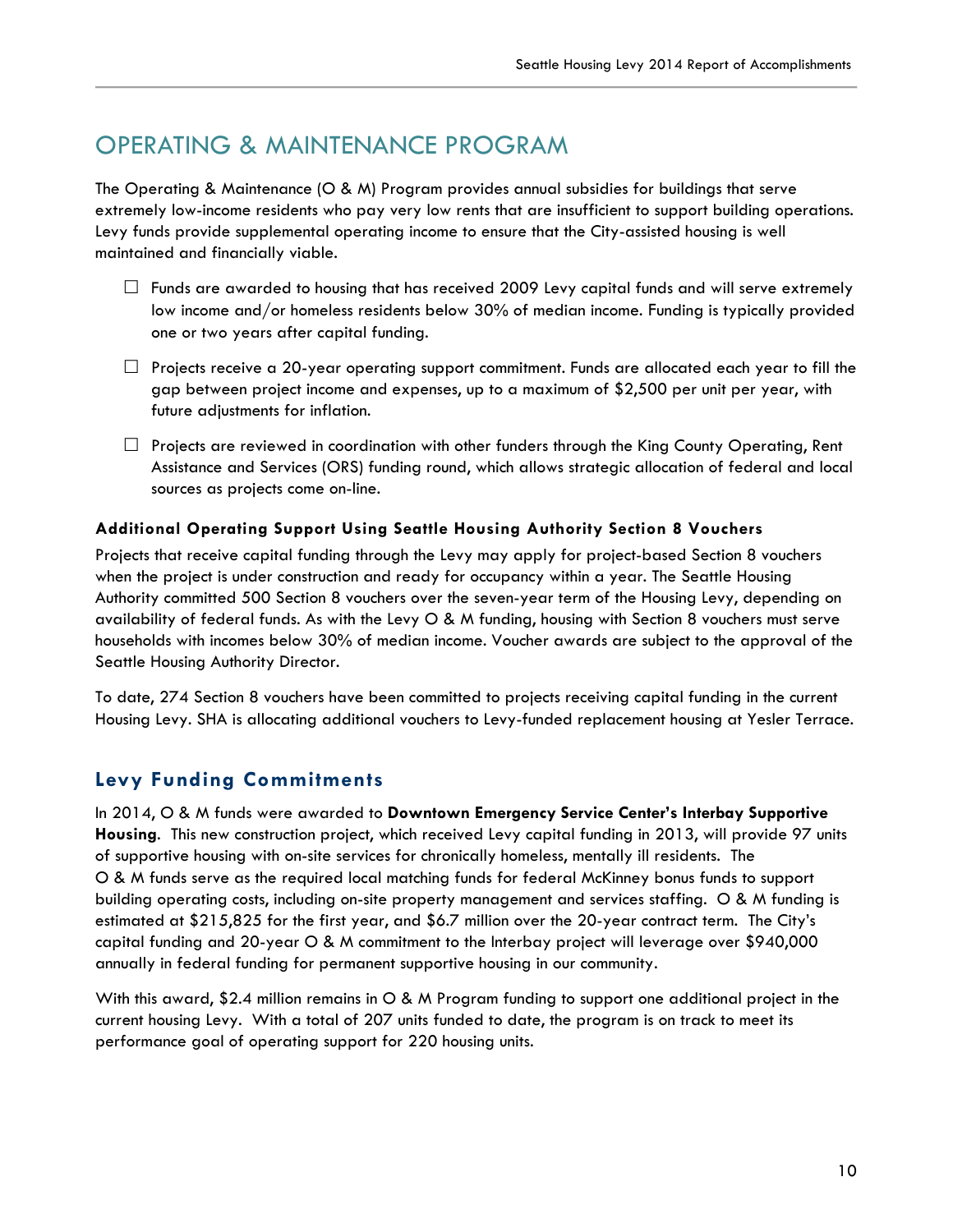# OPERATING & MAINTENANCE PROGRAM

The Operating & Maintenance (O & M) Program provides annual subsidies for buildings that serve extremely low-income residents who pay very low rents that are insufficient to support building operations. Levy funds provide supplemental operating income to ensure that the City-assisted housing is well maintained and financially viable.

- Funds are awarded to housing that has received 2009 Levy capital funds and will serve extremely low income and/or homeless residents below 30% of median income. Funding is typically provided one or two years after capital funding.
- Projects receive a 20-year operating support commitment. Funds are allocated each year to fill the gap between project income and expenses, up to a maximum of $2,500 per unit per year, with future adjustments for inflation.
- Projects are reviewed in coordination with other funders through the King County Operating, Rent Assistance and Services (ORS) funding round, which allows strategic allocation of federal and local sources as projects come on-line.

### Additional Operating Support Using Seattle Housing Authority Section 8 Vouchers

Projects that receive capital funding through the Levy may apply for project-based Section 8 vouchers when the project is under construction and ready for occupancy within a year. The Seattle Housing Authority committed 500 Section 8 vouchers over the seven-year term of the Housing Levy, depending on availability of federal funds. As with the Levy O & M funding, housing with Section 8 vouchers must serve households with incomes below 30% of median income. Voucher awards are subject to the approval of the Seattle Housing Authority Director.

To date, 274 Section 8 vouchers have been committed to projects receiving capital funding in the current Housing Levy. SHA is allocating additional vouchers to Levy-funded replacement housing at Yesler Terrace.

## Levy Funding Commitments

In 2014, O & M funds were awarded to **Downtown Emergency Service Center's Interbay Supportive Housing**. This new construction project, which received Levy capital funding in 2013, will provide 97 units of supportive housing with on-site services for chronically homeless, mentally ill residents. The O & M funds serve as the required local matching funds for federal McKinney bonus funds to support building operating costs, including on-site property management and services staffing. O & M funding is estimated at $215,825 for the first year, and $6.7 million over the 20-year contract term. The City's capital funding and 20-year O & M commitment to the Interbay project will leverage over $940,000 annually in federal funding for permanent supportive housing in our community.

With this award, $2.4 million remains in O & M Program funding to support one additional project in the current housing Levy. With a total of 207 units funded to date, the program is on track to meet its performance goal of operating support for 220 housing units.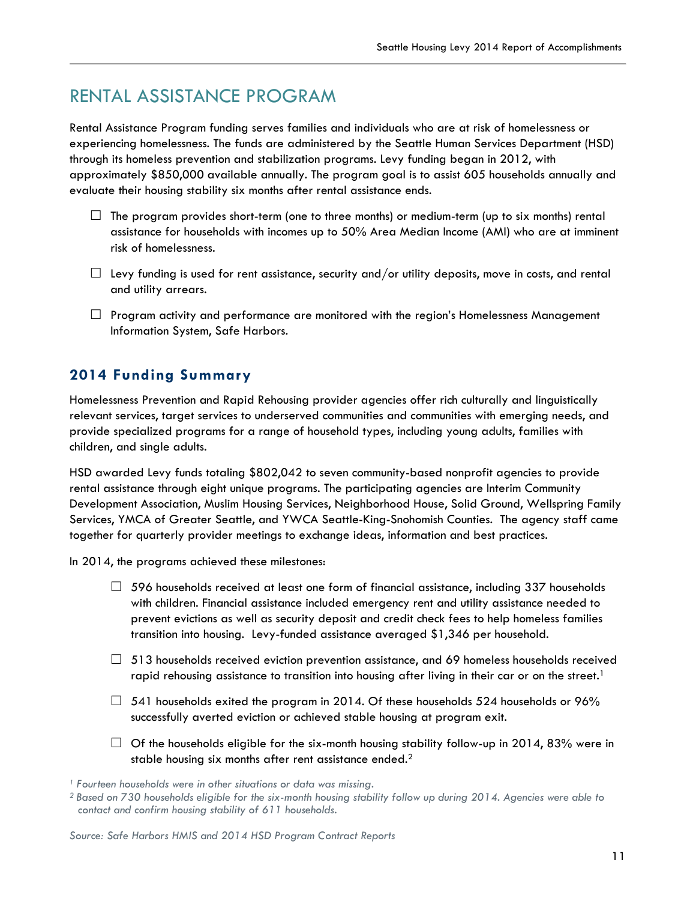# RENTAL ASSISTANCE PROGRAM

Rental Assistance Program funding serves families and individuals who are at risk of homelessness or experiencing homelessness. The funds are administered by the Seattle Human Services Department (HSD) through its homeless prevention and stabilization programs. Levy funding began in 2012, with approximately $850,000 available annually. The program goal is to assist 605 households annually and evaluate their housing stability six months after rental assistance ends.

- The program provides short-term (one to three months) or medium-term (up to six months) rental assistance for households with incomes up to 50% Area Median Income (AMI) who are at imminent risk of homelessness.
- Levy funding is used for rent assistance, security and/or utility deposits, move in costs, and rental and utility arrears.
- Program activity and performance are monitored with the region's Homelessness Management Information System, Safe Harbors.

## 2014 Funding Summary

Homelessness Prevention and Rapid Rehousing provider agencies offer rich culturally and linguistically relevant services, target services to underserved communities and communities with emerging needs, and provide specialized programs for a range of household types, including young adults, families with children, and single adults.

HSD awarded Levy funds totaling $802,042 to seven community-based nonprofit agencies to provide rental assistance through eight unique programs. The participating agencies are Interim Community Development Association, Muslim Housing Services, Neighborhood House, Solid Ground, Wellspring Family Services, YMCA of Greater Seattle, and YWCA Seattle-King-Snohomish Counties. The agency staff came together for quarterly provider meetings to exchange ideas, information and best practices.

In 2014, the programs achieved these milestones:

- 596 households received at least one form of financial assistance, including 337 households with children. Financial assistance included emergency rent and utility assistance needed to prevent evictions as well as security deposit and credit check fees to help homeless families transition into housing. Levy-funded assistance averaged $1,346 per household.
- 513 households received eviction prevention assistance, and 69 homeless households received rapid rehousing assistance to transition into housing after living in their car or on the street.[1]
- 541 households exited the program in 2014. Of these households 524 households or 96% successfully averted eviction or achieved stable housing at program exit.
- Of the households eligible for the six-month housing stability follow-up in 2014, 83% were in stable housing six months after rent assistance ended.[2]

*[1] Fourteen households were in other situations or data was missing.*

*[2] Based on 730 households eligible for the six-month housing stability follow up during 2014. Agencies were able to contact and confirm housing stability of 611 households.*

*Source: Safe Harbors HMIS and 2014 HSD Program Contract Reports*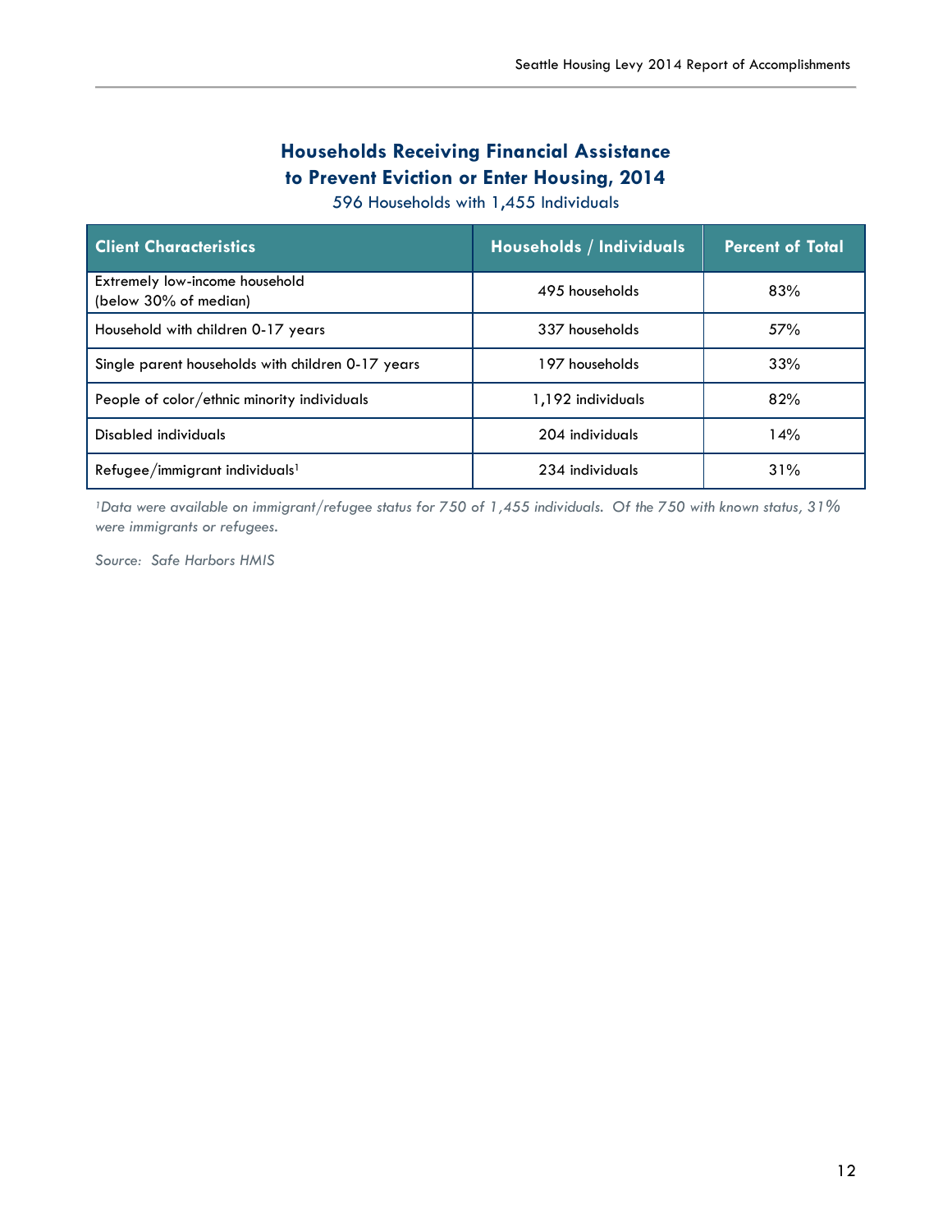## Households Receiving Financial Assistance to Prevent Eviction or Enter Housing, 2014

596 Households with 1,455 Individuals

| Client Characteristics | Households / Individuals | Percent of Total |
|---|---|---|
| Extremely low-income household (below 30% of median) | 495 households | 83% |
| Household with children 0-17 years | 337 households | 57% |
| Single parent households with children 0-17 years | 197 households | 33% |
| People of color/ethnic minority individuals | 1,192 individuals | 82% |
| Disabled individuals | 204 individuals | 14% |
| Refugee/immigrant individuals[1] | 234 individuals | 31% |

*[1]Data were available on immigrant/refugee status for 750 of 1,455 individuals. Of the 750 with known status, 31% were immigrants or refugees.*

*Source: Safe Harbors HMIS*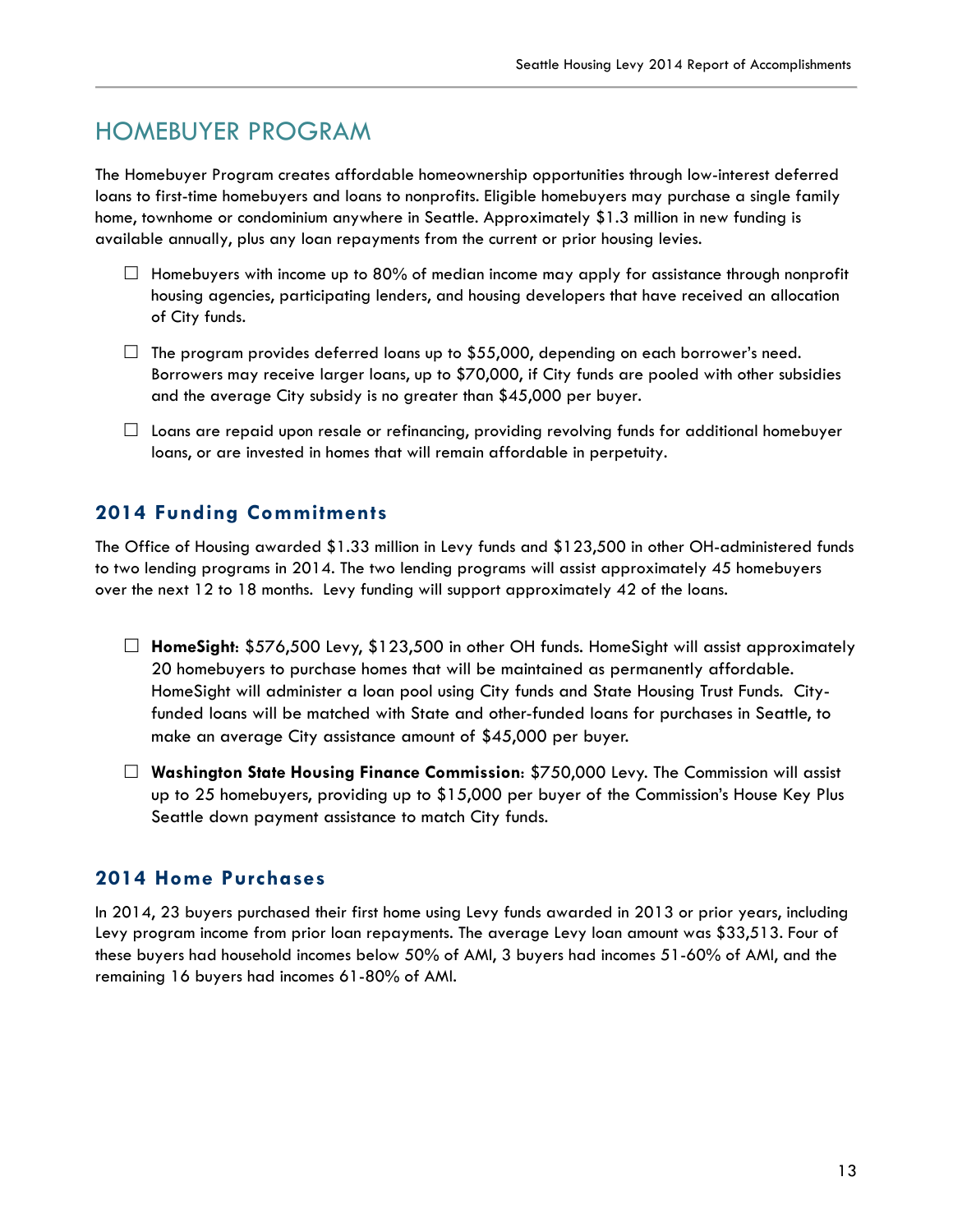# HOMEBUYER PROGRAM

The Homebuyer Program creates affordable homeownership opportunities through low-interest deferred loans to first-time homebuyers and loans to nonprofits. Eligible homebuyers may purchase a single family home, townhome or condominium anywhere in Seattle. Approximately $1.3 million in new funding is available annually, plus any loan repayments from the current or prior housing levies.

- Homebuyers with income up to 80% of median income may apply for assistance through nonprofit housing agencies, participating lenders, and housing developers that have received an allocation of City funds.
- The program provides deferred loans up to $55,000, depending on each borrower's need. Borrowers may receive larger loans, up to $70,000, if City funds are pooled with other subsidies and the average City subsidy is no greater than $45,000 per buyer.
- Loans are repaid upon resale or refinancing, providing revolving funds for additional homebuyer loans, or are invested in homes that will remain affordable in perpetuity.

## 2014 Funding Commitments

The Office of Housing awarded $1.33 million in Levy funds and $123,500 in other OH-administered funds to two lending programs in 2014. The two lending programs will assist approximately 45 homebuyers over the next 12 to 18 months. Levy funding will support approximately 42 of the loans.

- **HomeSight**: $576,500 Levy, $123,500 in other OH funds. HomeSight will assist approximately 20 homebuyers to purchase homes that will be maintained as permanently affordable. HomeSight will administer a loan pool using City funds and State Housing Trust Funds. City-funded loans will be matched with State and other-funded loans for purchases in Seattle, to make an average City assistance amount of $45,000 per buyer.
- **Washington State Housing Finance Commission**: $750,000 Levy. The Commission will assist up to 25 homebuyers, providing up to $15,000 per buyer of the Commission's House Key Plus Seattle down payment assistance to match City funds.

## 2014 Home Purchases

In 2014, 23 buyers purchased their first home using Levy funds awarded in 2013 or prior years, including Levy program income from prior loan repayments. The average Levy loan amount was $33,513. Four of these buyers had household incomes below 50% of AMI, 3 buyers had incomes 51-60% of AMI, and the remaining 16 buyers had incomes 61-80% of AMI.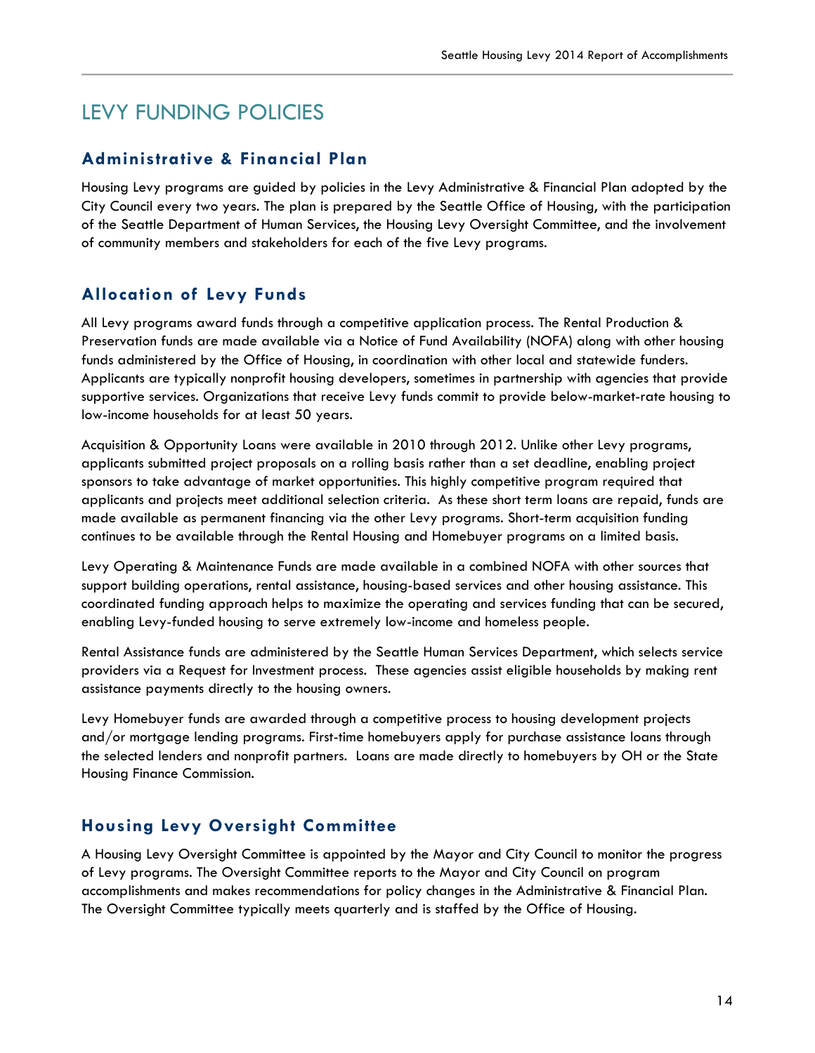# LEVY FUNDING POLICIES

## Administrative & Financial Plan

Housing Levy programs are guided by policies in the Levy Administrative & Financial Plan adopted by the City Council every two years. The plan is prepared by the Seattle Office of Housing, with the participation of the Seattle Department of Human Services, the Housing Levy Oversight Committee, and the involvement of community members and stakeholders for each of the five Levy programs.

## Allocation of Levy Funds

All Levy programs award funds through a competitive application process. The Rental Production & Preservation funds are made available via a Notice of Fund Availability (NOFA) along with other housing funds administered by the Office of Housing, in coordination with other local and statewide funders. Applicants are typically nonprofit housing developers, sometimes in partnership with agencies that provide supportive services. Organizations that receive Levy funds commit to provide below-market-rate housing to low-income households for at least 50 years.

Acquisition & Opportunity Loans were available in 2010 through 2012. Unlike other Levy programs, applicants submitted project proposals on a rolling basis rather than a set deadline, enabling project sponsors to take advantage of market opportunities. This highly competitive program required that applicants and projects meet additional selection criteria. As these short term loans are repaid, funds are made available as permanent financing via the other Levy programs. Short-term acquisition funding continues to be available through the Rental Housing and Homebuyer programs on a limited basis.

Levy Operating & Maintenance Funds are made available in a combined NOFA with other sources that support building operations, rental assistance, housing-based services and other housing assistance. This coordinated funding approach helps to maximize the operating and services funding that can be secured, enabling Levy-funded housing to serve extremely low-income and homeless people.

Rental Assistance funds are administered by the Seattle Human Services Department, which selects service providers via a Request for Investment process. These agencies assist eligible households by making rent assistance payments directly to the housing owners.

Levy Homebuyer funds are awarded through a competitive process to housing development projects and/or mortgage lending programs. First-time homebuyers apply for purchase assistance loans through the selected lenders and nonprofit partners. Loans are made directly to homebuyers by OH or the State Housing Finance Commission.

## Housing Levy Oversight Committee

A Housing Levy Oversight Committee is appointed by the Mayor and City Council to monitor the progress of Levy programs. The Oversight Committee reports to the Mayor and City Council on program accomplishments and makes recommendations for policy changes in the Administrative & Financial Plan. The Oversight Committee typically meets quarterly and is staffed by the Office of Housing.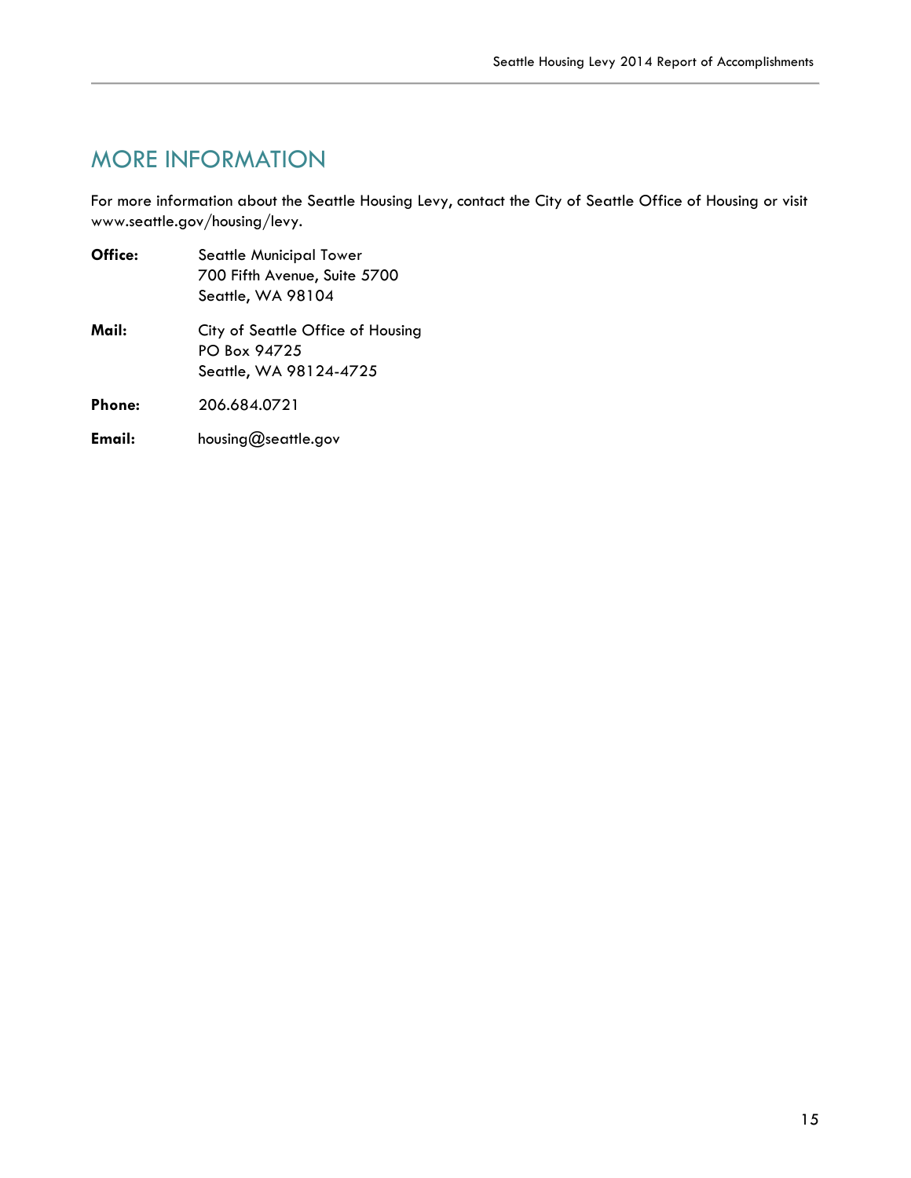## MORE INFORMATION

For more information about the Seattle Housing Levy, contact the City of Seattle Office of Housing or visit www.seattle.gov/housing/levy.

**Office:** Seattle Municipal Tower
700 Fifth Avenue, Suite 5700
Seattle, WA 98104

**Mail:** City of Seattle Office of Housing
PO Box 94725
Seattle, WA 98124-4725

**Phone:** 206.684.0721

**Email:** housing@seattle.gov